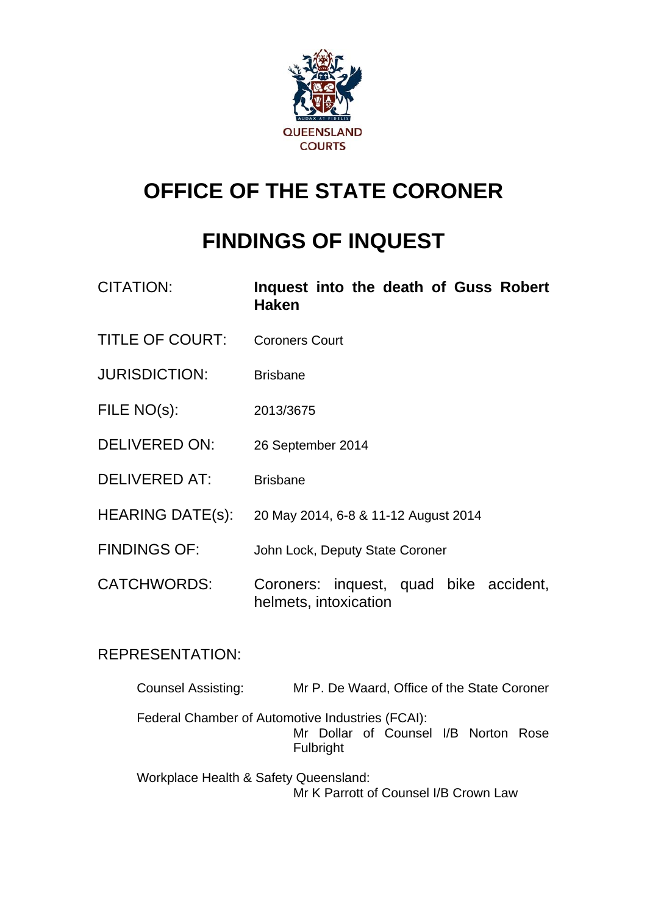QUEENSLAND COURTS

# OFFICE OF THE STATE CORONER

# FINDINGS OF INQUEST

| | |
|---|---|
| CITATION: | **Inquest into the death of Guss Robert Haken** |
| TITLE OF COURT: | Coroners Court |
| JURISDICTION: | Brisbane |
| FILE NO(s): | 2013/3675 |
| DELIVERED ON: | 26 September 2014 |
| DELIVERED AT: | Brisbane |
| HEARING DATE(s): | 20 May 2014, 6-8 & 11-12 August 2014 |
| FINDINGS OF: | John Lock, Deputy State Coroner |
| CATCHWORDS: | Coroners: inquest, quad bike accident, helmets, intoxication |

REPRESENTATION:

Counsel Assisting: Mr P. De Waard, Office of the State Coroner

Federal Chamber of Automotive Industries (FCAI): Mr Dollar of Counsel I/B Norton Rose Fulbright

Workplace Health & Safety Queensland: Mr K Parrott of Counsel I/B Crown Law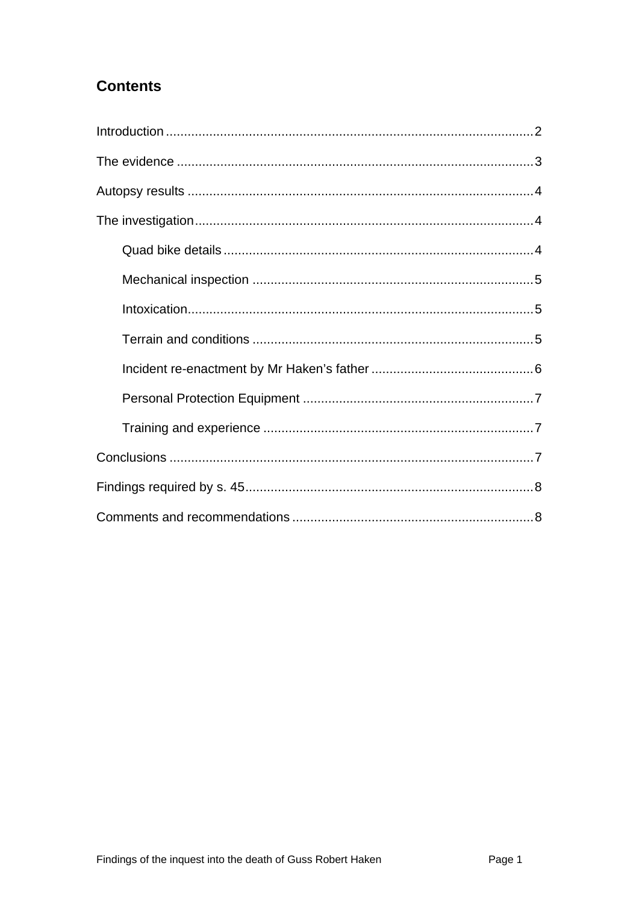## Contents

Introduction .....................................................................................................2

The evidence ..................................................................................................3

Autopsy results ...............................................................................................4

The investigation.............................................................................................4

Quad bike details .....................................................................................4

Mechanical inspection .............................................................................5

Intoxication...............................................................................................5

Terrain and conditions .............................................................................5

Incident re-enactment by Mr Haken's father .............................................6

Personal Protection Equipment ................................................................7

Training and experience ...........................................................................7

Conclusions ....................................................................................................7

Findings required by s. 45................................................................................8

Comments and recommendations ...................................................................8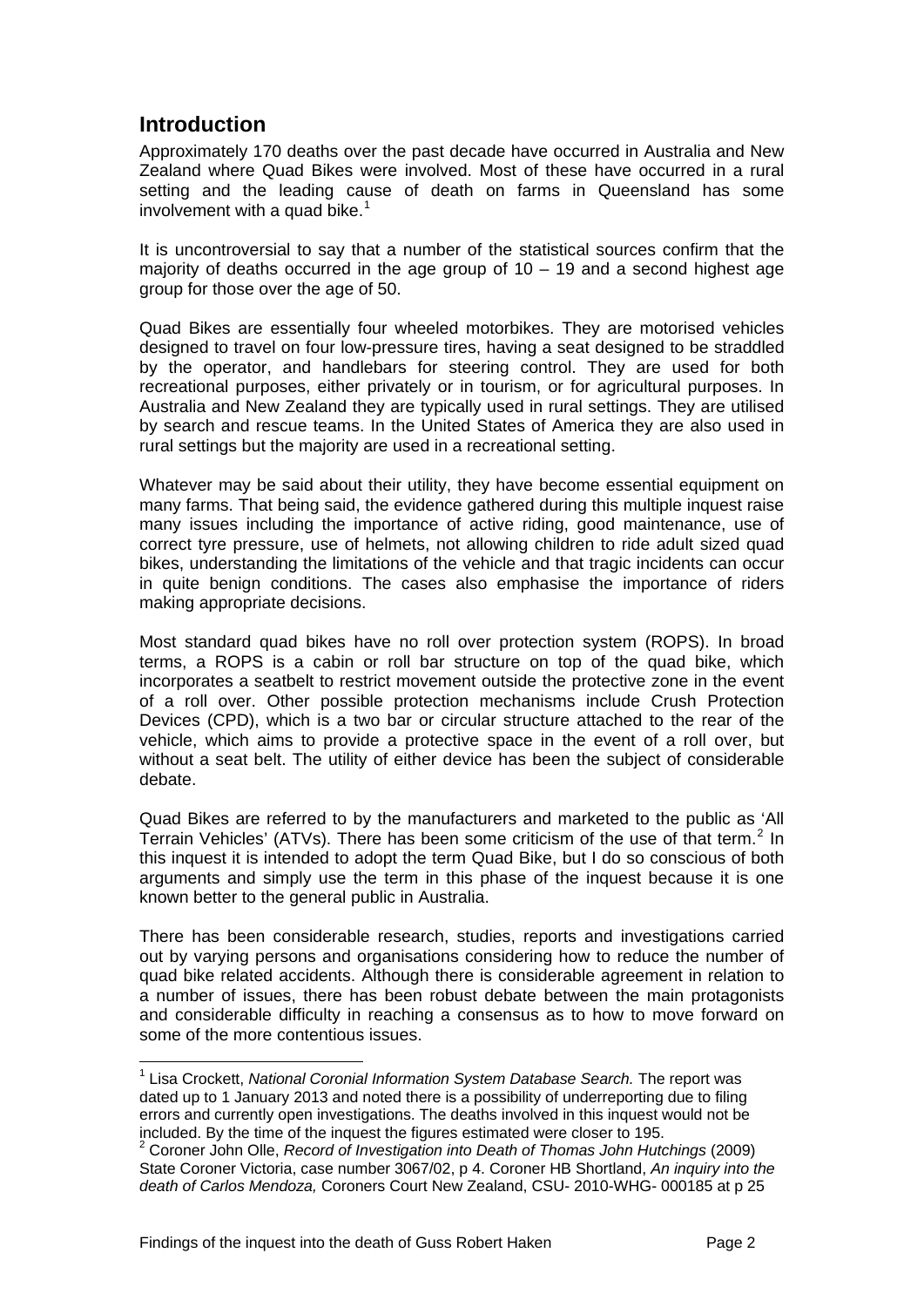## Introduction

Approximately 170 deaths over the past decade have occurred in Australia and New Zealand where Quad Bikes were involved. Most of these have occurred in a rural setting and the leading cause of death on farms in Queensland has some involvement with a quad bike.[1]

It is uncontroversial to say that a number of the statistical sources confirm that the majority of deaths occurred in the age group of 10 – 19 and a second highest age group for those over the age of 50.

Quad Bikes are essentially four wheeled motorbikes. They are motorised vehicles designed to travel on four low-pressure tires, having a seat designed to be straddled by the operator, and handlebars for steering control. They are used for both recreational purposes, either privately or in tourism, or for agricultural purposes. In Australia and New Zealand they are typically used in rural settings. They are utilised by search and rescue teams. In the United States of America they are also used in rural settings but the majority are used in a recreational setting.

Whatever may be said about their utility, they have become essential equipment on many farms. That being said, the evidence gathered during this multiple inquest raise many issues including the importance of active riding, good maintenance, use of correct tyre pressure, use of helmets, not allowing children to ride adult sized quad bikes, understanding the limitations of the vehicle and that tragic incidents can occur in quite benign conditions. The cases also emphasise the importance of riders making appropriate decisions.

Most standard quad bikes have no roll over protection system (ROPS). In broad terms, a ROPS is a cabin or roll bar structure on top of the quad bike, which incorporates a seatbelt to restrict movement outside the protective zone in the event of a roll over. Other possible protection mechanisms include Crush Protection Devices (CPD), which is a two bar or circular structure attached to the rear of the vehicle, which aims to provide a protective space in the event of a roll over, but without a seat belt. The utility of either device has been the subject of considerable debate.

Quad Bikes are referred to by the manufacturers and marketed to the public as 'All Terrain Vehicles' (ATVs). There has been some criticism of the use of that term.[2] In this inquest it is intended to adopt the term Quad Bike, but I do so conscious of both arguments and simply use the term in this phase of the inquest because it is one known better to the general public in Australia.

There has been considerable research, studies, reports and investigations carried out by varying persons and organisations considering how to reduce the number of quad bike related accidents. Although there is considerable agreement in relation to a number of issues, there has been robust debate between the main protagonists and considerable difficulty in reaching a consensus as to how to move forward on some of the more contentious issues.

---

[1] Lisa Crockett, *National Coronial Information System Database Search.* The report was dated up to 1 January 2013 and noted there is a possibility of underreporting due to filing errors and currently open investigations. The deaths involved in this inquest would not be included. By the time of the inquest the figures estimated were closer to 195.

[2] Coroner John Olle, *Record of Investigation into Death of Thomas John Hutchings* (2009) State Coroner Victoria, case number 3067/02, p 4. Coroner HB Shortland, *An inquiry into the death of Carlos Mendoza,* Coroners Court New Zealand, CSU- 2010-WHG- 000185 at p 25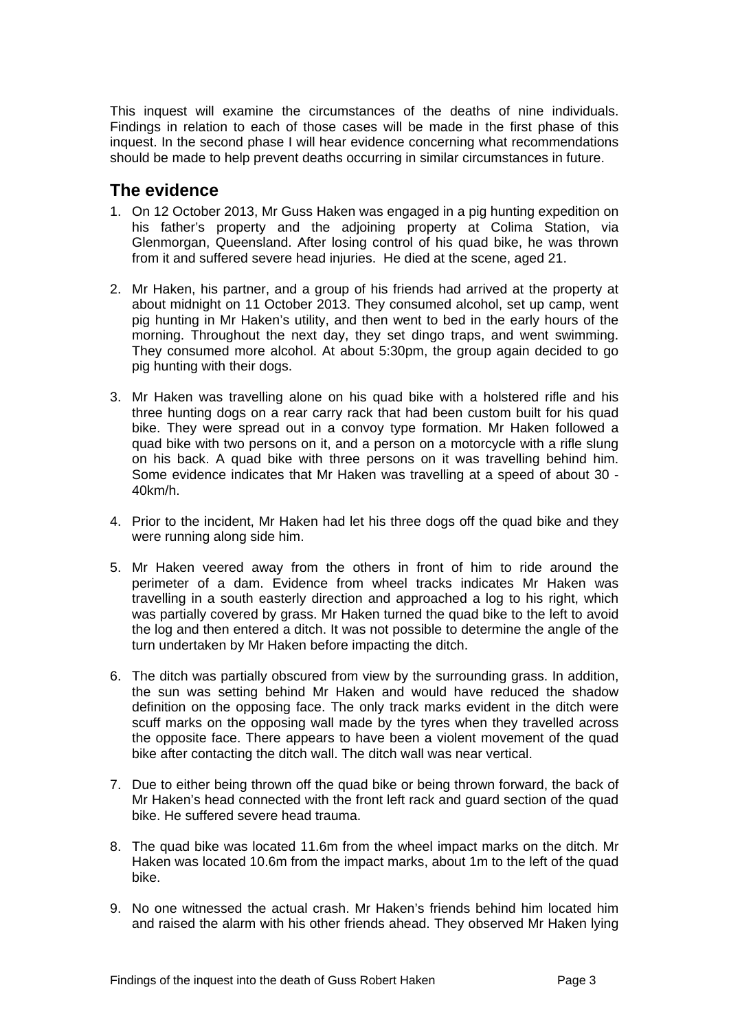This inquest will examine the circumstances of the deaths of nine individuals. Findings in relation to each of those cases will be made in the first phase of this inquest. In the second phase I will hear evidence concerning what recommendations should be made to help prevent deaths occurring in similar circumstances in future.

## The evidence

1. On 12 October 2013, Mr Guss Haken was engaged in a pig hunting expedition on his father's property and the adjoining property at Colima Station, via Glenmorgan, Queensland. After losing control of his quad bike, he was thrown from it and suffered severe head injuries. He died at the scene, aged 21.

2. Mr Haken, his partner, and a group of his friends had arrived at the property at about midnight on 11 October 2013. They consumed alcohol, set up camp, went pig hunting in Mr Haken's utility, and then went to bed in the early hours of the morning. Throughout the next day, they set dingo traps, and went swimming. They consumed more alcohol. At about 5:30pm, the group again decided to go pig hunting with their dogs.

3. Mr Haken was travelling alone on his quad bike with a holstered rifle and his three hunting dogs on a rear carry rack that had been custom built for his quad bike. They were spread out in a convoy type formation. Mr Haken followed a quad bike with two persons on it, and a person on a motorcycle with a rifle slung on his back. A quad bike with three persons on it was travelling behind him. Some evidence indicates that Mr Haken was travelling at a speed of about 30 - 40km/h.

4. Prior to the incident, Mr Haken had let his three dogs off the quad bike and they were running along side him.

5. Mr Haken veered away from the others in front of him to ride around the perimeter of a dam. Evidence from wheel tracks indicates Mr Haken was travelling in a south easterly direction and approached a log to his right, which was partially covered by grass. Mr Haken turned the quad bike to the left to avoid the log and then entered a ditch. It was not possible to determine the angle of the turn undertaken by Mr Haken before impacting the ditch.

6. The ditch was partially obscured from view by the surrounding grass. In addition, the sun was setting behind Mr Haken and would have reduced the shadow definition on the opposing face. The only track marks evident in the ditch were scuff marks on the opposing wall made by the tyres when they travelled across the opposite face. There appears to have been a violent movement of the quad bike after contacting the ditch wall. The ditch wall was near vertical.

7. Due to either being thrown off the quad bike or being thrown forward, the back of Mr Haken's head connected with the front left rack and guard section of the quad bike. He suffered severe head trauma.

8. The quad bike was located 11.6m from the wheel impact marks on the ditch. Mr Haken was located 10.6m from the impact marks, about 1m to the left of the quad bike.

9. No one witnessed the actual crash. Mr Haken's friends behind him located him and raised the alarm with his other friends ahead. They observed Mr Haken lying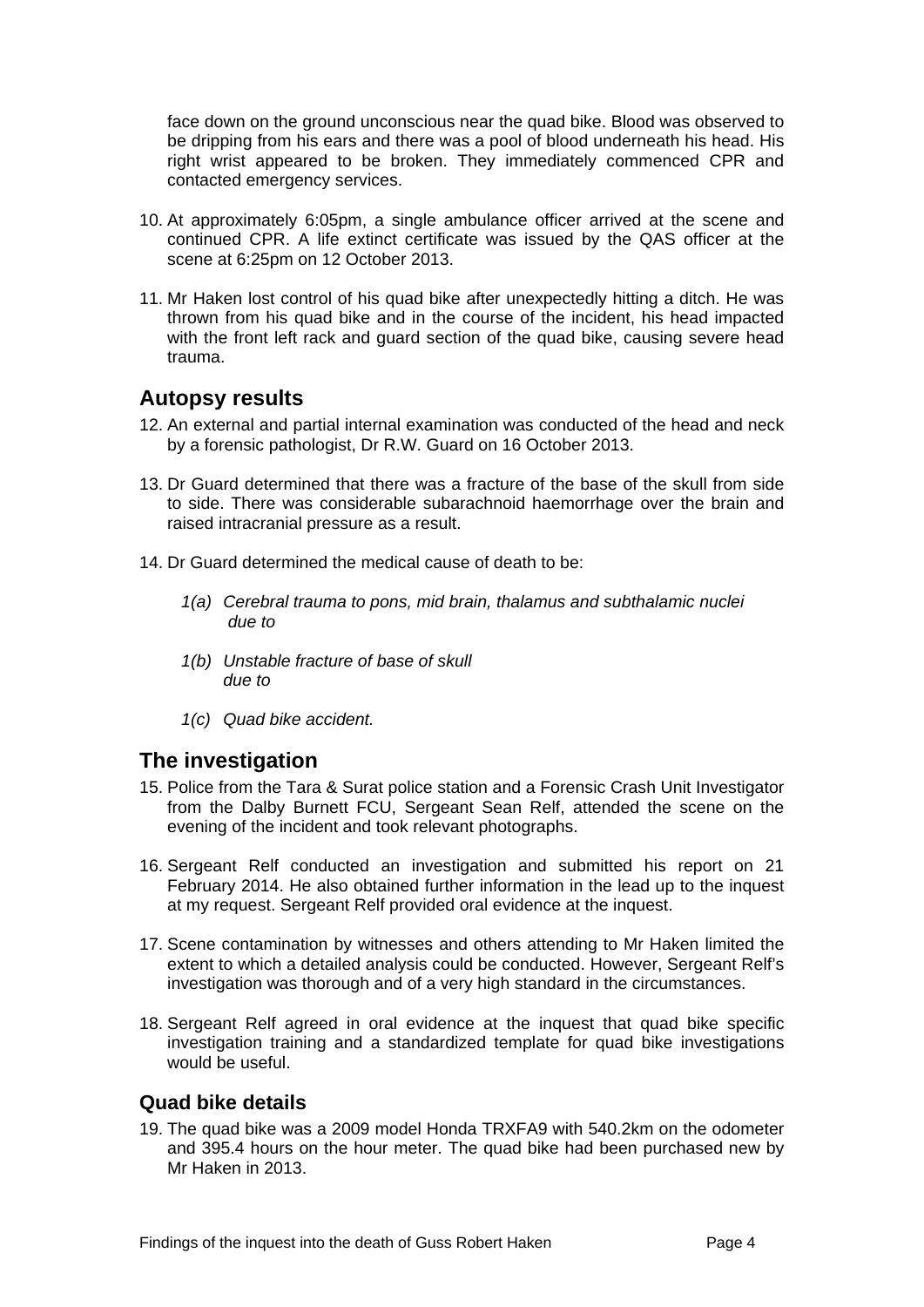face down on the ground unconscious near the quad bike. Blood was observed to be dripping from his ears and there was a pool of blood underneath his head. His right wrist appeared to be broken. They immediately commenced CPR and contacted emergency services.

10. At approximately 6:05pm, a single ambulance officer arrived at the scene and continued CPR. A life extinct certificate was issued by the QAS officer at the scene at 6:25pm on 12 October 2013.

11. Mr Haken lost control of his quad bike after unexpectedly hitting a ditch. He was thrown from his quad bike and in the course of the incident, his head impacted with the front left rack and guard section of the quad bike, causing severe head trauma.

## Autopsy results

12. An external and partial internal examination was conducted of the head and neck by a forensic pathologist, Dr R.W. Guard on 16 October 2013.

13. Dr Guard determined that there was a fracture of the base of the skull from side to side. There was considerable subarachnoid haemorrhage over the brain and raised intracranial pressure as a result.

14. Dr Guard determined the medical cause of death to be:

    *1(a) Cerebral trauma to pons, mid brain, thalamus and subthalamic nuclei due to*

    *1(b) Unstable fracture of base of skull due to*

    *1(c) Quad bike accident.*

## The investigation

15. Police from the Tara & Surat police station and a Forensic Crash Unit Investigator from the Dalby Burnett FCU, Sergeant Sean Relf, attended the scene on the evening of the incident and took relevant photographs.

16. Sergeant Relf conducted an investigation and submitted his report on 21 February 2014. He also obtained further information in the lead up to the inquest at my request. Sergeant Relf provided oral evidence at the inquest.

17. Scene contamination by witnesses and others attending to Mr Haken limited the extent to which a detailed analysis could be conducted. However, Sergeant Relf's investigation was thorough and of a very high standard in the circumstances.

18. Sergeant Relf agreed in oral evidence at the inquest that quad bike specific investigation training and a standardized template for quad bike investigations would be useful.

### Quad bike details

19. The quad bike was a 2009 model Honda TRXFA9 with 540.2km on the odometer and 395.4 hours on the hour meter. The quad bike had been purchased new by Mr Haken in 2013.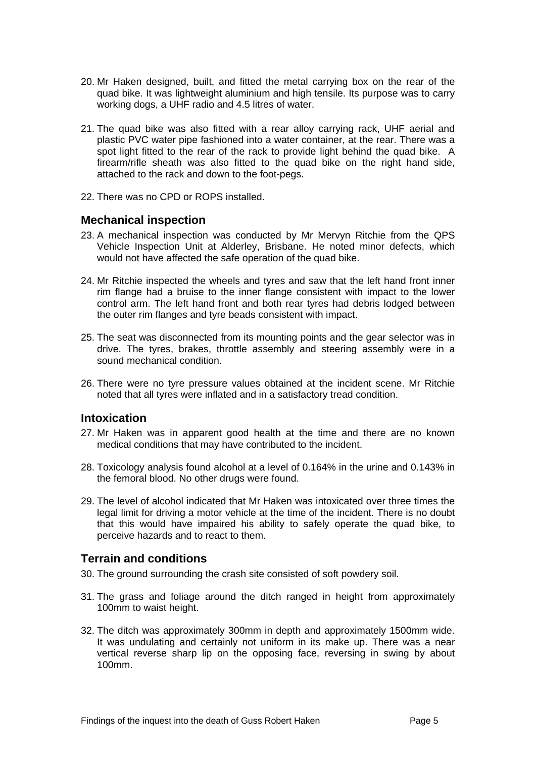20. Mr Haken designed, built, and fitted the metal carrying box on the rear of the quad bike. It was lightweight aluminium and high tensile. Its purpose was to carry working dogs, a UHF radio and 4.5 litres of water.

21. The quad bike was also fitted with a rear alloy carrying rack, UHF aerial and plastic PVC water pipe fashioned into a water container, at the rear. There was a spot light fitted to the rear of the rack to provide light behind the quad bike. A firearm/rifle sheath was also fitted to the quad bike on the right hand side, attached to the rack and down to the foot-pegs.

22. There was no CPD or ROPS installed.

## Mechanical inspection

23. A mechanical inspection was conducted by Mr Mervyn Ritchie from the QPS Vehicle Inspection Unit at Alderley, Brisbane. He noted minor defects, which would not have affected the safe operation of the quad bike.

24. Mr Ritchie inspected the wheels and tyres and saw that the left hand front inner rim flange had a bruise to the inner flange consistent with impact to the lower control arm. The left hand front and both rear tyres had debris lodged between the outer rim flanges and tyre beads consistent with impact.

25. The seat was disconnected from its mounting points and the gear selector was in drive. The tyres, brakes, throttle assembly and steering assembly were in a sound mechanical condition.

26. There were no tyre pressure values obtained at the incident scene. Mr Ritchie noted that all tyres were inflated and in a satisfactory tread condition.

## Intoxication

27. Mr Haken was in apparent good health at the time and there are no known medical conditions that may have contributed to the incident.

28. Toxicology analysis found alcohol at a level of 0.164% in the urine and 0.143% in the femoral blood. No other drugs were found.

29. The level of alcohol indicated that Mr Haken was intoxicated over three times the legal limit for driving a motor vehicle at the time of the incident. There is no doubt that this would have impaired his ability to safely operate the quad bike, to perceive hazards and to react to them.

## Terrain and conditions

30. The ground surrounding the crash site consisted of soft powdery soil.

31. The grass and foliage around the ditch ranged in height from approximately 100mm to waist height.

32. The ditch was approximately 300mm in depth and approximately 1500mm wide. It was undulating and certainly not uniform in its make up. There was a near vertical reverse sharp lip on the opposing face, reversing in swing by about 100mm.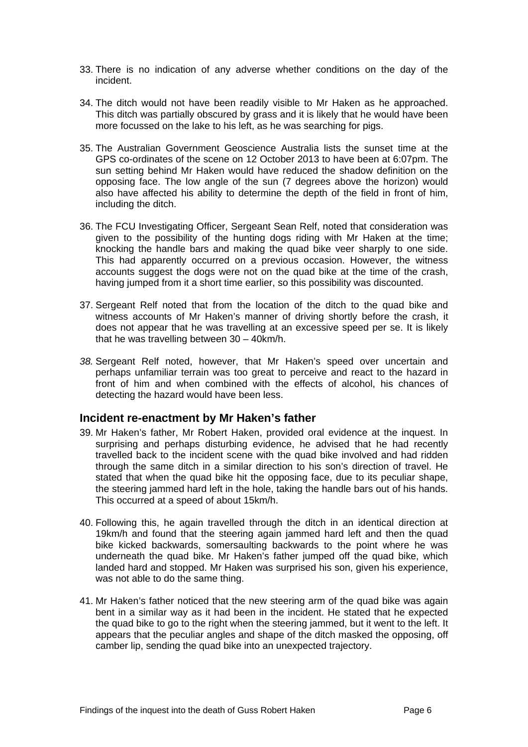33. There is no indication of any adverse whether conditions on the day of the incident.

34. The ditch would not have been readily visible to Mr Haken as he approached. This ditch was partially obscured by grass and it is likely that he would have been more focussed on the lake to his left, as he was searching for pigs.

35. The Australian Government Geoscience Australia lists the sunset time at the GPS co-ordinates of the scene on 12 October 2013 to have been at 6:07pm. The sun setting behind Mr Haken would have reduced the shadow definition on the opposing face. The low angle of the sun (7 degrees above the horizon) would also have affected his ability to determine the depth of the field in front of him, including the ditch.

36. The FCU Investigating Officer, Sergeant Sean Relf, noted that consideration was given to the possibility of the hunting dogs riding with Mr Haken at the time; knocking the handle bars and making the quad bike veer sharply to one side. This had apparently occurred on a previous occasion. However, the witness accounts suggest the dogs were not on the quad bike at the time of the crash, having jumped from it a short time earlier, so this possibility was discounted.

37. Sergeant Relf noted that from the location of the ditch to the quad bike and witness accounts of Mr Haken's manner of driving shortly before the crash, it does not appear that he was travelling at an excessive speed per se. It is likely that he was travelling between 30 – 40km/h.

38. Sergeant Relf noted, however, that Mr Haken's speed over uncertain and perhaps unfamiliar terrain was too great to perceive and react to the hazard in front of him and when combined with the effects of alcohol, his chances of detecting the hazard would have been less.

## Incident re-enactment by Mr Haken's father

39. Mr Haken's father, Mr Robert Haken, provided oral evidence at the inquest. In surprising and perhaps disturbing evidence, he advised that he had recently travelled back to the incident scene with the quad bike involved and had ridden through the same ditch in a similar direction to his son's direction of travel. He stated that when the quad bike hit the opposing face, due to its peculiar shape, the steering jammed hard left in the hole, taking the handle bars out of his hands. This occurred at a speed of about 15km/h.

40. Following this, he again travelled through the ditch in an identical direction at 19km/h and found that the steering again jammed hard left and then the quad bike kicked backwards, somersaulting backwards to the point where he was underneath the quad bike. Mr Haken's father jumped off the quad bike, which landed hard and stopped. Mr Haken was surprised his son, given his experience, was not able to do the same thing.

41. Mr Haken's father noticed that the new steering arm of the quad bike was again bent in a similar way as it had been in the incident. He stated that he expected the quad bike to go to the right when the steering jammed, but it went to the left. It appears that the peculiar angles and shape of the ditch masked the opposing, off camber lip, sending the quad bike into an unexpected trajectory.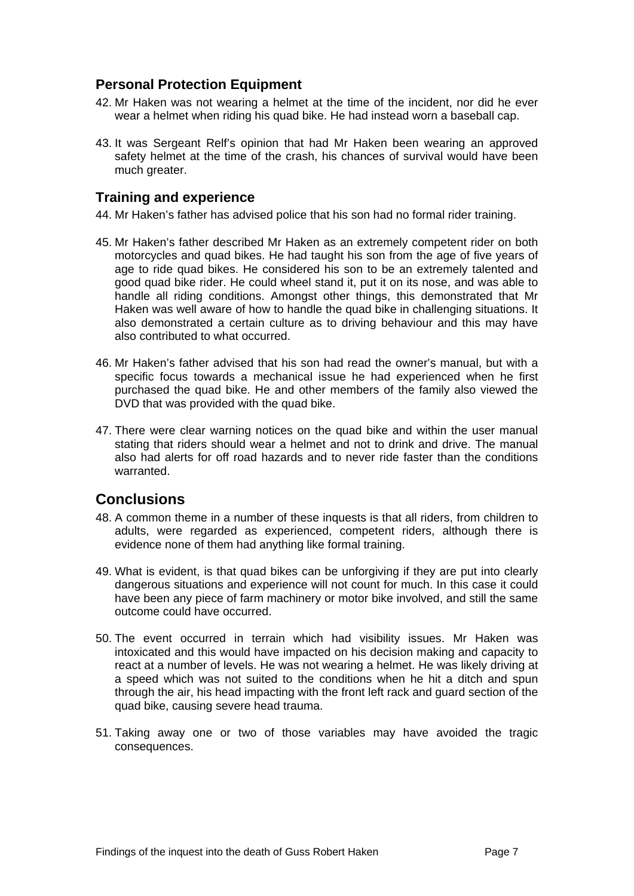## Personal Protection Equipment

42. Mr Haken was not wearing a helmet at the time of the incident, nor did he ever wear a helmet when riding his quad bike. He had instead worn a baseball cap.

43. It was Sergeant Relf's opinion that had Mr Haken been wearing an approved safety helmet at the time of the crash, his chances of survival would have been much greater.

## Training and experience

44. Mr Haken's father has advised police that his son had no formal rider training.

45. Mr Haken's father described Mr Haken as an extremely competent rider on both motorcycles and quad bikes. He had taught his son from the age of five years of age to ride quad bikes. He considered his son to be an extremely talented and good quad bike rider. He could wheel stand it, put it on its nose, and was able to handle all riding conditions. Amongst other things, this demonstrated that Mr Haken was well aware of how to handle the quad bike in challenging situations. It also demonstrated a certain culture as to driving behaviour and this may have also contributed to what occurred.

46. Mr Haken's father advised that his son had read the owner's manual, but with a specific focus towards a mechanical issue he had experienced when he first purchased the quad bike. He and other members of the family also viewed the DVD that was provided with the quad bike.

47. There were clear warning notices on the quad bike and within the user manual stating that riders should wear a helmet and not to drink and drive. The manual also had alerts for off road hazards and to never ride faster than the conditions warranted.

# Conclusions

48. A common theme in a number of these inquests is that all riders, from children to adults, were regarded as experienced, competent riders, although there is evidence none of them had anything like formal training.

49. What is evident, is that quad bikes can be unforgiving if they are put into clearly dangerous situations and experience will not count for much. In this case it could have been any piece of farm machinery or motor bike involved, and still the same outcome could have occurred.

50. The event occurred in terrain which had visibility issues. Mr Haken was intoxicated and this would have impacted on his decision making and capacity to react at a number of levels. He was not wearing a helmet. He was likely driving at a speed which was not suited to the conditions when he hit a ditch and spun through the air, his head impacting with the front left rack and guard section of the quad bike, causing severe head trauma.

51. Taking away one or two of those variables may have avoided the tragic consequences.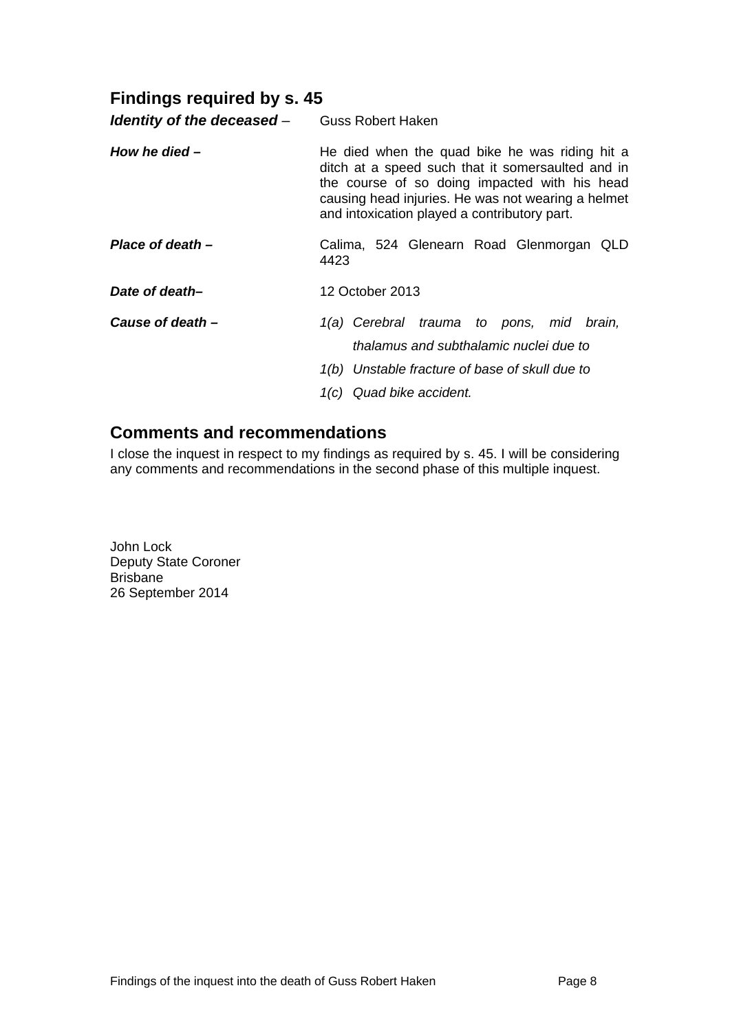## Findings required by s. 45

| | |
|---|---|
| ***Identity of the deceased*** – | Guss Robert Haken |
| ***How he died*** – | He died when the quad bike he was riding hit a ditch at a speed such that it somersaulted and in the course of so doing impacted with his head causing head injuries. He was not wearing a helmet and intoxication played a contributory part. |
| ***Place of death*** – | Calima, 524 Glenearn Road Glenmorgan QLD 4423 |
| ***Date of death*** – | 12 October 2013 |
| ***Cause of death*** – | *1(a) Cerebral trauma to pons, mid brain, thalamus and subthalamic nuclei due to*<br>*1(b) Unstable fracture of base of skull due to*<br>*1(c) Quad bike accident.* |

## Comments and recommendations

I close the inquest in respect to my findings as required by s. 45. I will be considering any comments and recommendations in the second phase of this multiple inquest.

John Lock
Deputy State Coroner
Brisbane
26 September 2014